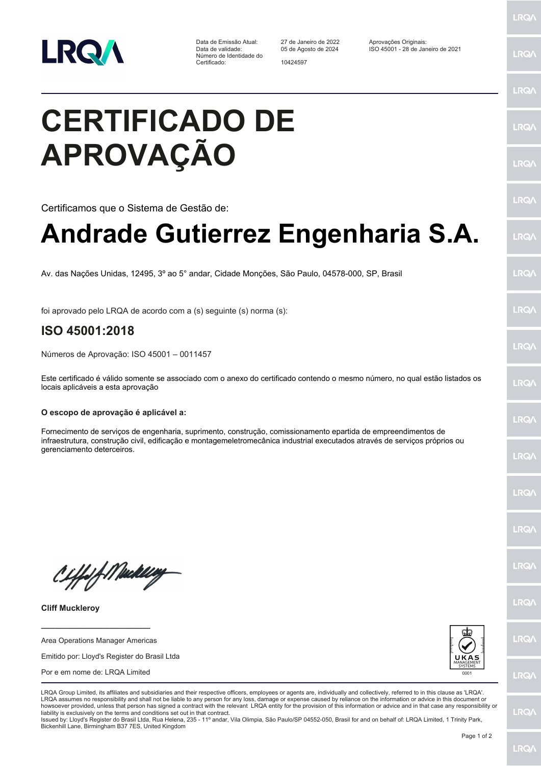| | | |
|---|---|---|
| Data de Emissão Atual: | 27 de Janeiro de 2022 | Aprovações Originais: |
| Data de validade: | 05 de Agosto de 2024 | ISO 45001 - 28 de Janeiro de 2021 |
| Número de Identidade do Certificado: | 10424597 | |

# CERTIFICADO DE APROVAÇÃO

Certificamos que o Sistema de Gestão de:

## Andrade Gutierrez Engenharia S.A.

Av. das Nações Unidas, 12495, 3º ao 5° andar, Cidade Monções, São Paulo, 04578-000, SP, Brasil

foi aprovado pelo LRQA de acordo com a (s) seguinte (s) norma (s):

### ISO 45001:2018

Números de Aprovação: ISO 45001 – 0011457

Este certificado é válido somente se associado com o anexo do certificado contendo o mesmo número, no qual estão listados os locais aplicáveis a esta aprovação

**O escopo de aprovação é aplicável a:**

Fornecimento de serviços de engenharia, suprimento, construção, comissionamento epartida de empreendimentos de infraestrutura, construção civil, edificação e montagemeletromecânica industrial executados através de serviços próprios ou gerenciamento deterceiros.

**Cliff Muckleroy**

Area Operations Manager Americas

Emitido por: Lloyd's Register do Brasil Ltda

Por e em nome de: LRQA Limited

UKAS MANAGEMENT SYSTEMS 0001

LRQA Group Limited, its affiliates and subsidiaries and their respective officers, employees or agents are, individually and collectively, referred to in this clause as 'LRQA'. LRQA assumes no responsibility and shall not be liable to any person for any loss, damage or expense caused by reliance on the information or advice in this document or howsoever provided, unless that person has signed a contract with the relevant LRQA entity for the provision of this information or advice and in that case any responsibility or liability is exclusively on the terms and conditions set out in that contract.
Issued by: Lloyd's Register do Brasil Ltda, Rua Helena, 235 - 11º andar, Vila Olimpia, São Paulo/SP 04552-050, Brasil for and on behalf of: LRQA Limited, 1 Trinity Park, Bickenhill Lane, Birmingham B37 7ES, United Kingdom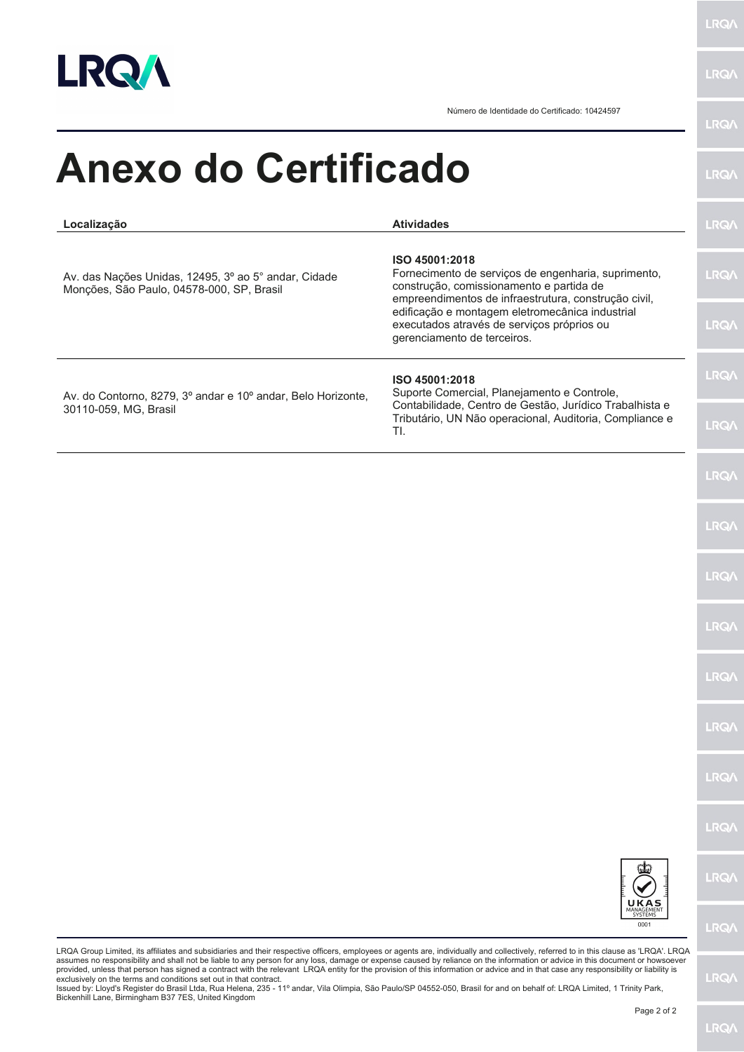Número de Identidade do Certificado: 10424597

# Anexo do Certificado

| Localização | Atividades |
| --- | --- |
| Av. das Nações Unidas, 12495, 3º ao 5° andar, Cidade Monções, São Paulo, 04578-000, SP, Brasil | **ISO 45001:2018** Fornecimento de serviços de engenharia, suprimento, construção, comissionamento e partida de empreendimentos de infraestrutura, construção civil, edificação e montagem eletromecânica industrial executados através de serviços próprios ou gerenciamento de terceiros. |
| Av. do Contorno, 8279, 3º andar e 10º andar, Belo Horizonte, 30110-059, MG, Brasil | **ISO 45001:2018** Suporte Comercial, Planejamento e Controle, Contabilidade, Centro de Gestão, Jurídico Trabalhista e Tributário, UN Não operacional, Auditoria, Compliance e TI. |

UKAS MANAGEMENT SYSTEMS 0001

LRQA Group Limited, its affiliates and subsidiaries and their respective officers, employees or agents are, individually and collectively, referred to in this clause as 'LRQA'. LRQA assumes no responsibility and shall not be liable to any person for any loss, damage or expense caused by reliance on the information or advice in this document or howsoever provided, unless that person has signed a contract with the relevant LRQA entity for the provision of this information or advice and in that case any responsibility or liability is exclusively on the terms and conditions set out in that contract.
Issued by: Lloyd's Register do Brasil Ltda, Rua Helena, 235 - 11º andar, Vila Olimpia, São Paulo/SP 04552-050, Brasil for and on behalf of: LRQA Limited, 1 Trinity Park, Bickenhill Lane, Birmingham B37 7ES, United Kingdom